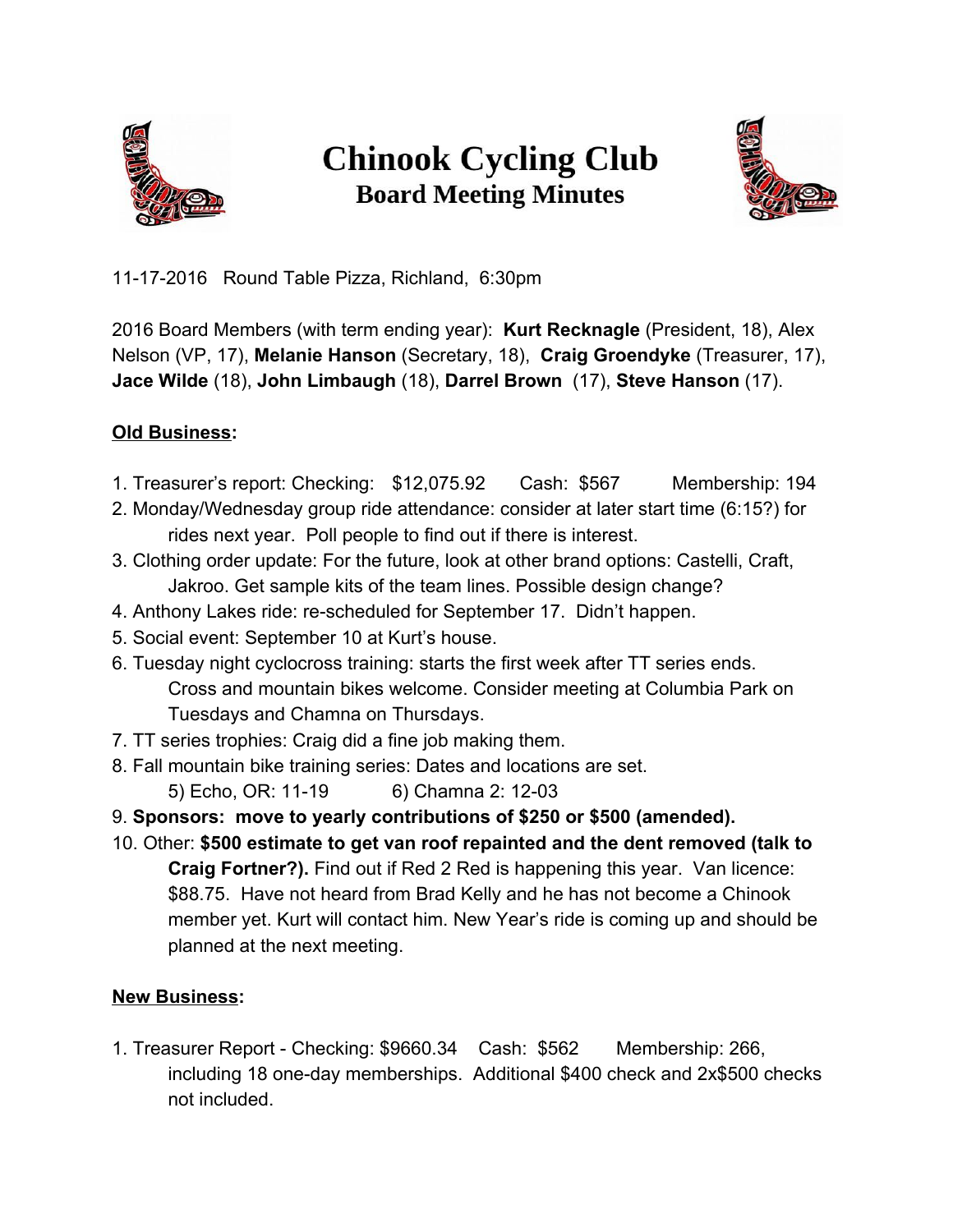# Chinook Cycling Club

## Board Meeting Minutes

11-17-2016 Round Table Pizza, Richland, 6:30pm

2016 Board Members (with term ending year): **Kurt Recknagle** (President, 18), Alex Nelson (VP, 17), **Melanie Hanson** (Secretary, 18), **Craig Groendyke** (Treasurer, 17), **Jace Wilde** (18), **John Limbaugh** (18), **Darrel Brown** (17), **Steve Hanson** (17).

**Old Business:**

1. Treasurer's report: Checking: $12,075.92 Cash: $567 Membership: 194
2. Monday/Wednesday group ride attendance: consider at later start time (6:15?) for rides next year. Poll people to find out if there is interest.
3. Clothing order update: For the future, look at other brand options: Castelli, Craft, Jakroo. Get sample kits of the team lines. Possible design change?
4. Anthony Lakes ride: re-scheduled for September 17. Didn't happen.
5. Social event: September 10 at Kurt's house.
6. Tuesday night cyclocross training: starts the first week after TT series ends. Cross and mountain bikes welcome. Consider meeting at Columbia Park on Tuesdays and Chamna on Thursdays.
7. TT series trophies: Craig did a fine job making them.
8. Fall mountain bike training series: Dates and locations are set.
   5) Echo, OR: 11-19 6) Chamna 2: 12-03
9. **Sponsors: move to yearly contributions of $250 or $500 (amended).**
10. Other: **$500 estimate to get van roof repainted and the dent removed (talk to Craig Fortner?).** Find out if Red 2 Red is happening this year. Van licence: $88.75. Have not heard from Brad Kelly and he has not become a Chinook member yet. Kurt will contact him. New Year's ride is coming up and should be planned at the next meeting.

**New Business:**

1. Treasurer Report - Checking: $9660.34 Cash: $562 Membership: 266, including 18 one-day memberships. Additional $400 check and 2x$500 checks not included.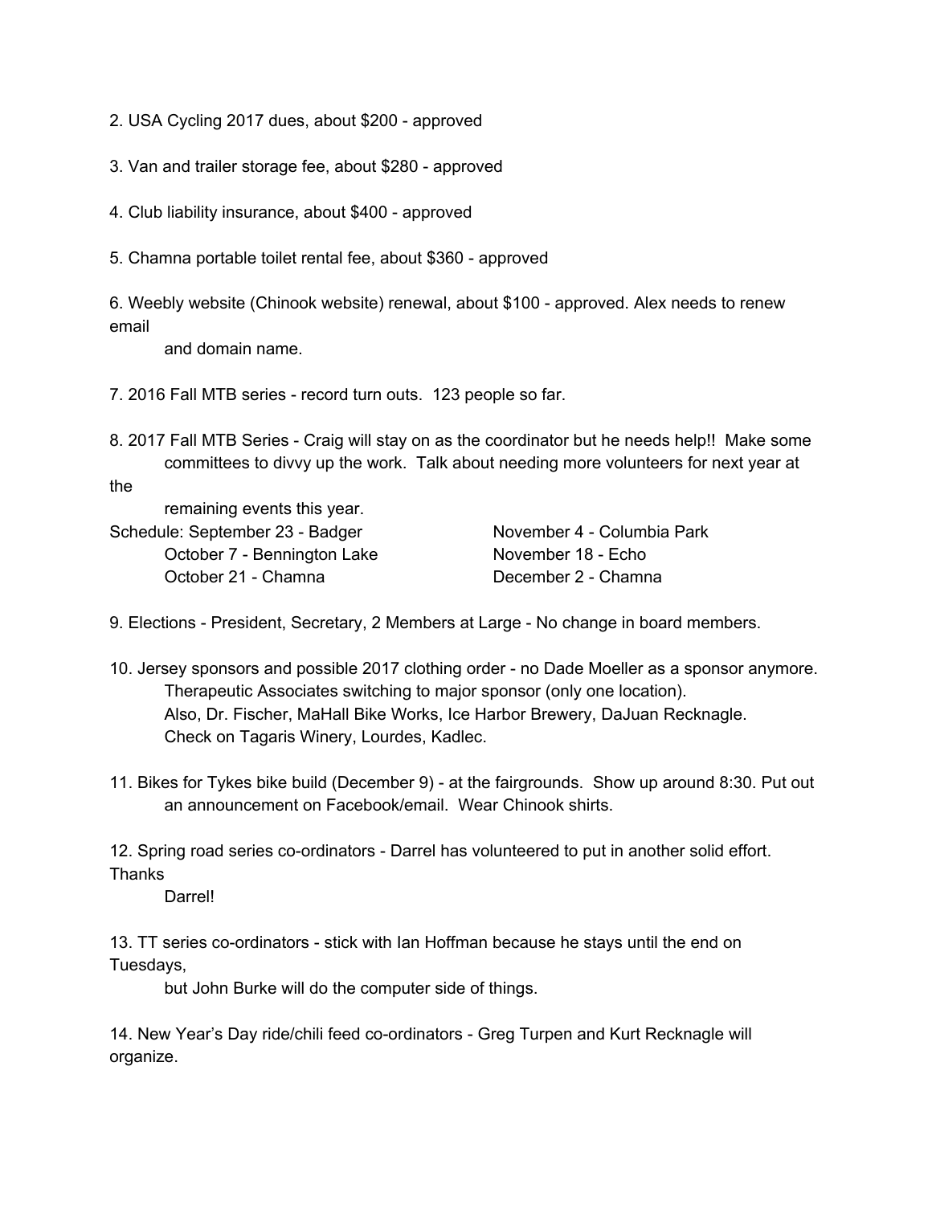2. USA Cycling 2017 dues, about $200 - approved

3. Van and trailer storage fee, about $280 - approved

4. Club liability insurance, about $400 - approved

5. Chamna portable toilet rental fee, about $360 - approved

6. Weebly website (Chinook website) renewal, about $100 - approved. Alex needs to renew email and domain name.

7. 2016 Fall MTB series - record turn outs. 123 people so far.

8. 2017 Fall MTB Series - Craig will stay on as the coordinator but he needs help!! Make some committees to divvy up the work. Talk about needing more volunteers for next year at the remaining events this year.

Schedule:
- September 23 - Badger
- October 7 - Bennington Lake
- October 21 - Chamna
- November 4 - Columbia Park
- November 18 - Echo
- December 2 - Chamna

9. Elections - President, Secretary, 2 Members at Large - No change in board members.

10. Jersey sponsors and possible 2017 clothing order - no Dade Moeller as a sponsor anymore. Therapeutic Associates switching to major sponsor (only one location). Also, Dr. Fischer, MaHall Bike Works, Ice Harbor Brewery, DaJuan Recknagle. Check on Tagaris Winery, Lourdes, Kadlec.

11. Bikes for Tykes bike build (December 9) - at the fairgrounds. Show up around 8:30. Put out an announcement on Facebook/email. Wear Chinook shirts.

12. Spring road series co-ordinators - Darrel has volunteered to put in another solid effort. Thanks Darrel!

13. TT series co-ordinators - stick with Ian Hoffman because he stays until the end on Tuesdays, but John Burke will do the computer side of things.

14. New Year's Day ride/chili feed co-ordinators - Greg Turpen and Kurt Recknagle will organize.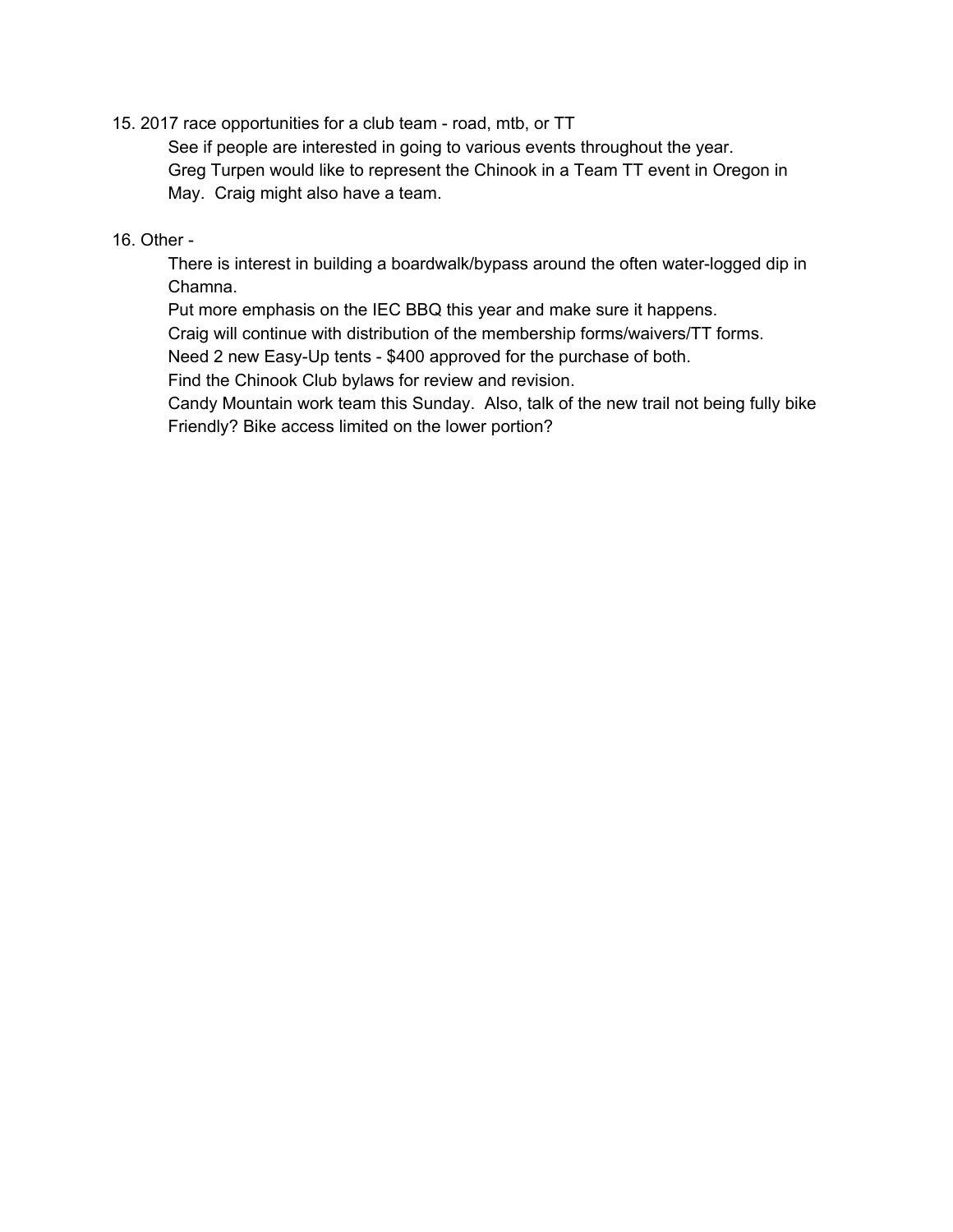15. 2017 race opportunities for a club team - road, mtb, or TT

    See if people are interested in going to various events throughout the year.
    Greg Turpen would like to represent the Chinook in a Team TT event in Oregon in May. Craig might also have a team.

16. Other -

    There is interest in building a boardwalk/bypass around the often water-logged dip in Chamna.
    Put more emphasis on the IEC BBQ this year and make sure it happens.
    Craig will continue with distribution of the membership forms/waivers/TT forms.
    Need 2 new Easy-Up tents - $400 approved for the purchase of both.
    Find the Chinook Club bylaws for review and revision.
    Candy Mountain work team this Sunday. Also, talk of the new trail not being fully bike Friendly? Bike access limited on the lower portion?